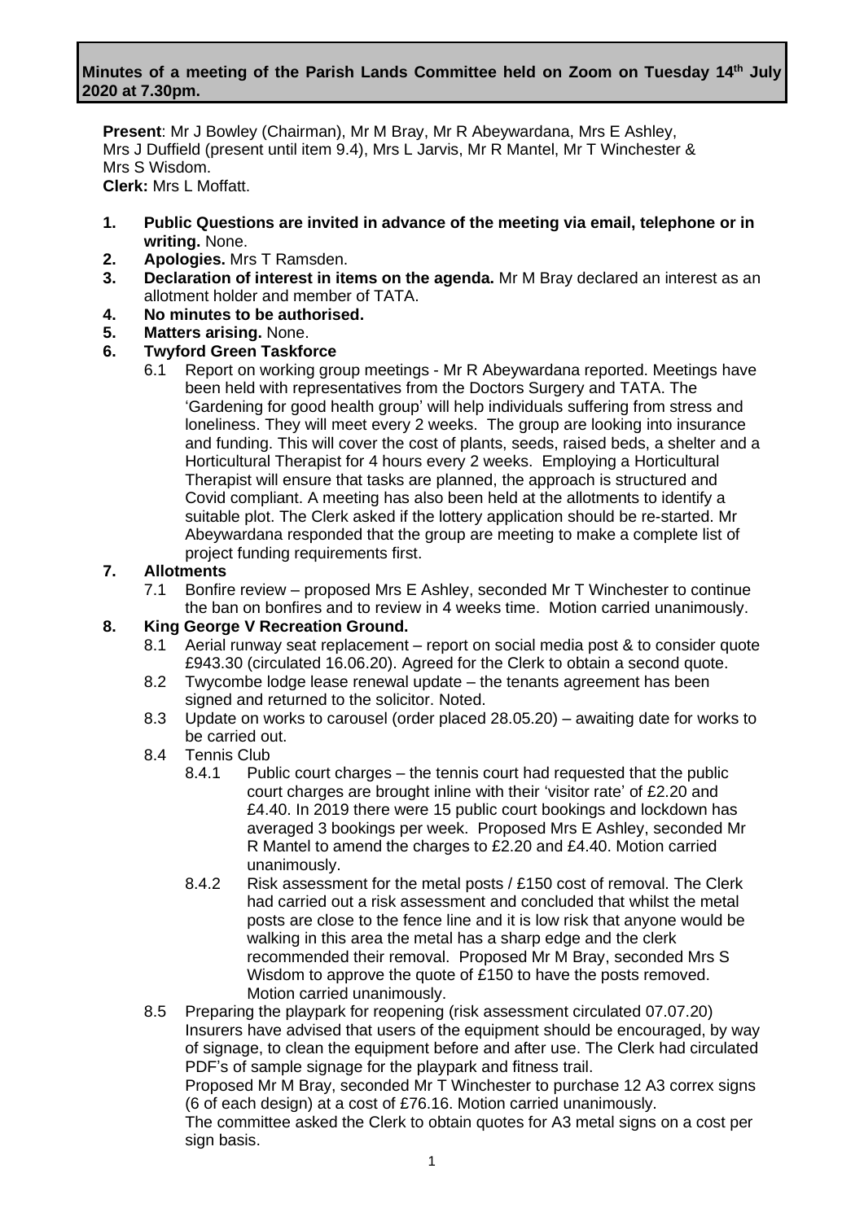**Minutes of a meeting of the Parish Lands Committee held on Zoom on Tuesday 14th July 2020 at 7.30pm.**

**Present**: Mr J Bowley (Chairman), Mr M Bray, Mr R Abeywardana, Mrs E Ashley, Mrs J Duffield (present until item 9.4), Mrs L Jarvis, Mr R Mantel, Mr T Winchester & Mrs S Wisdom.
**Clerk:** Mrs L Moffatt.

1. **Public Questions are invited in advance of the meeting via email, telephone or in writing.** None.
2. **Apologies.** Mrs T Ramsden.
3. **Declaration of interest in items on the agenda.** Mr M Bray declared an interest as an allotment holder and member of TATA.
4. **No minutes to be authorised.**
5. **Matters arising.** None.
6. **Twyford Green Taskforce**
   - 6.1 Report on working group meetings - Mr R Abeywardana reported. Meetings have been held with representatives from the Doctors Surgery and TATA. The 'Gardening for good health group' will help individuals suffering from stress and loneliness. They will meet every 2 weeks. The group are looking into insurance and funding. This will cover the cost of plants, seeds, raised beds, a shelter and a Horticultural Therapist for 4 hours every 2 weeks. Employing a Horticultural Therapist will ensure that tasks are planned, the approach is structured and Covid compliant. A meeting has also been held at the allotments to identify a suitable plot. The Clerk asked if the lottery application should be re-started. Mr Abeywardana responded that the group are meeting to make a complete list of project funding requirements first.
7. **Allotments**
   - 7.1 Bonfire review – proposed Mrs E Ashley, seconded Mr T Winchester to continue the ban on bonfires and to review in 4 weeks time. Motion carried unanimously.
8. **King George V Recreation Ground.**
   - 8.1 Aerial runway seat replacement – report on social media post & to consider quote £943.30 (circulated 16.06.20). Agreed for the Clerk to obtain a second quote.
   - 8.2 Twycombe lodge lease renewal update – the tenants agreement has been signed and returned to the solicitor. Noted.
   - 8.3 Update on works to carousel (order placed 28.05.20) – awaiting date for works to be carried out.
   - 8.4 Tennis Club
     - 8.4.1 Public court charges – the tennis court had requested that the public court charges are brought inline with their 'visitor rate' of £2.20 and £4.40. In 2019 there were 15 public court bookings and lockdown has averaged 3 bookings per week. Proposed Mrs E Ashley, seconded Mr R Mantel to amend the charges to £2.20 and £4.40. Motion carried unanimously.
     - 8.4.2 Risk assessment for the metal posts / £150 cost of removal. The Clerk had carried out a risk assessment and concluded that whilst the metal posts are close to the fence line and it is low risk that anyone would be walking in this area the metal has a sharp edge and the clerk recommended their removal. Proposed Mr M Bray, seconded Mrs S Wisdom to approve the quote of £150 to have the posts removed. Motion carried unanimously.
   - 8.5 Preparing the playpark for reopening (risk assessment circulated 07.07.20) Insurers have advised that users of the equipment should be encouraged, by way of signage, to clean the equipment before and after use. The Clerk had circulated PDF's of sample signage for the playpark and fitness trail.
     Proposed Mr M Bray, seconded Mr T Winchester to purchase 12 A3 correx signs (6 of each design) at a cost of £76.16. Motion carried unanimously.
     The committee asked the Clerk to obtain quotes for A3 metal signs on a cost per sign basis.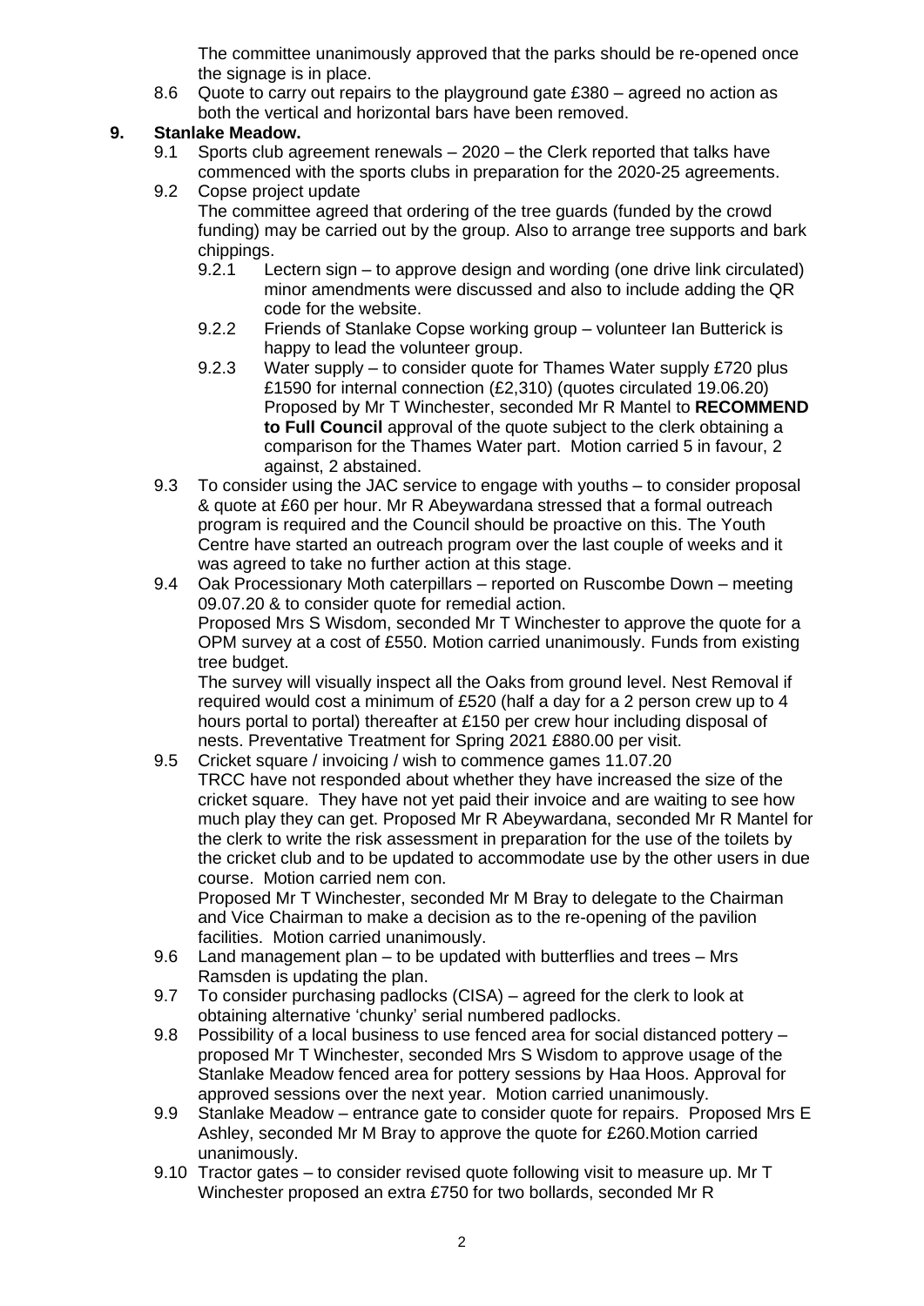The committee unanimously approved that the parks should be re-opened once the signage is in place.

8.6 Quote to carry out repairs to the playground gate £380 – agreed no action as both the vertical and horizontal bars have been removed.

**9. Stanlake Meadow.**

9.1 Sports club agreement renewals – 2020 – the Clerk reported that talks have commenced with the sports clubs in preparation for the 2020-25 agreements.

9.2 Copse project update
The committee agreed that ordering of the tree guards (funded by the crowd funding) may be carried out by the group. Also to arrange tree supports and bark chippings.

9.2.1 Lectern sign – to approve design and wording (one drive link circulated) minor amendments were discussed and also to include adding the QR code for the website.

9.2.2 Friends of Stanlake Copse working group – volunteer Ian Butterick is happy to lead the volunteer group.

9.2.3 Water supply – to consider quote for Thames Water supply £720 plus £1590 for internal connection (£2,310) (quotes circulated 19.06.20) Proposed by Mr T Winchester, seconded Mr R Mantel to **RECOMMEND to Full Council** approval of the quote subject to the clerk obtaining a comparison for the Thames Water part. Motion carried 5 in favour, 2 against, 2 abstained.

9.3 To consider using the JAC service to engage with youths – to consider proposal & quote at £60 per hour. Mr R Abeywardana stressed that a formal outreach program is required and the Council should be proactive on this. The Youth Centre have started an outreach program over the last couple of weeks and it was agreed to take no further action at this stage.

9.4 Oak Processionary Moth caterpillars – reported on Ruscombe Down – meeting 09.07.20 & to consider quote for remedial action.
Proposed Mrs S Wisdom, seconded Mr T Winchester to approve the quote for a OPM survey at a cost of £550. Motion carried unanimously. Funds from existing tree budget.
The survey will visually inspect all the Oaks from ground level. Nest Removal if required would cost a minimum of £520 (half a day for a 2 person crew up to 4 hours portal to portal) thereafter at £150 per crew hour including disposal of nests. Preventative Treatment for Spring 2021 £880.00 per visit.

9.5 Cricket square / invoicing / wish to commence games 11.07.20
TRCC have not responded about whether they have increased the size of the cricket square. They have not yet paid their invoice and are waiting to see how much play they can get. Proposed Mr R Abeywardana, seconded Mr R Mantel for the clerk to write the risk assessment in preparation for the use of the toilets by the cricket club and to be updated to accommodate use by the other users in due course. Motion carried nem con.
Proposed Mr T Winchester, seconded Mr M Bray to delegate to the Chairman and Vice Chairman to make a decision as to the re-opening of the pavilion facilities. Motion carried unanimously.

9.6 Land management plan – to be updated with butterflies and trees – Mrs Ramsden is updating the plan.

9.7 To consider purchasing padlocks (CISA) – agreed for the clerk to look at obtaining alternative 'chunky' serial numbered padlocks.

9.8 Possibility of a local business to use fenced area for social distanced pottery – proposed Mr T Winchester, seconded Mrs S Wisdom to approve usage of the Stanlake Meadow fenced area for pottery sessions by Haa Hoos. Approval for approved sessions over the next year. Motion carried unanimously.

9.9 Stanlake Meadow – entrance gate to consider quote for repairs. Proposed Mrs E Ashley, seconded Mr M Bray to approve the quote for £260.Motion carried unanimously.

9.10 Tractor gates – to consider revised quote following visit to measure up. Mr T Winchester proposed an extra £750 for two bollards, seconded Mr R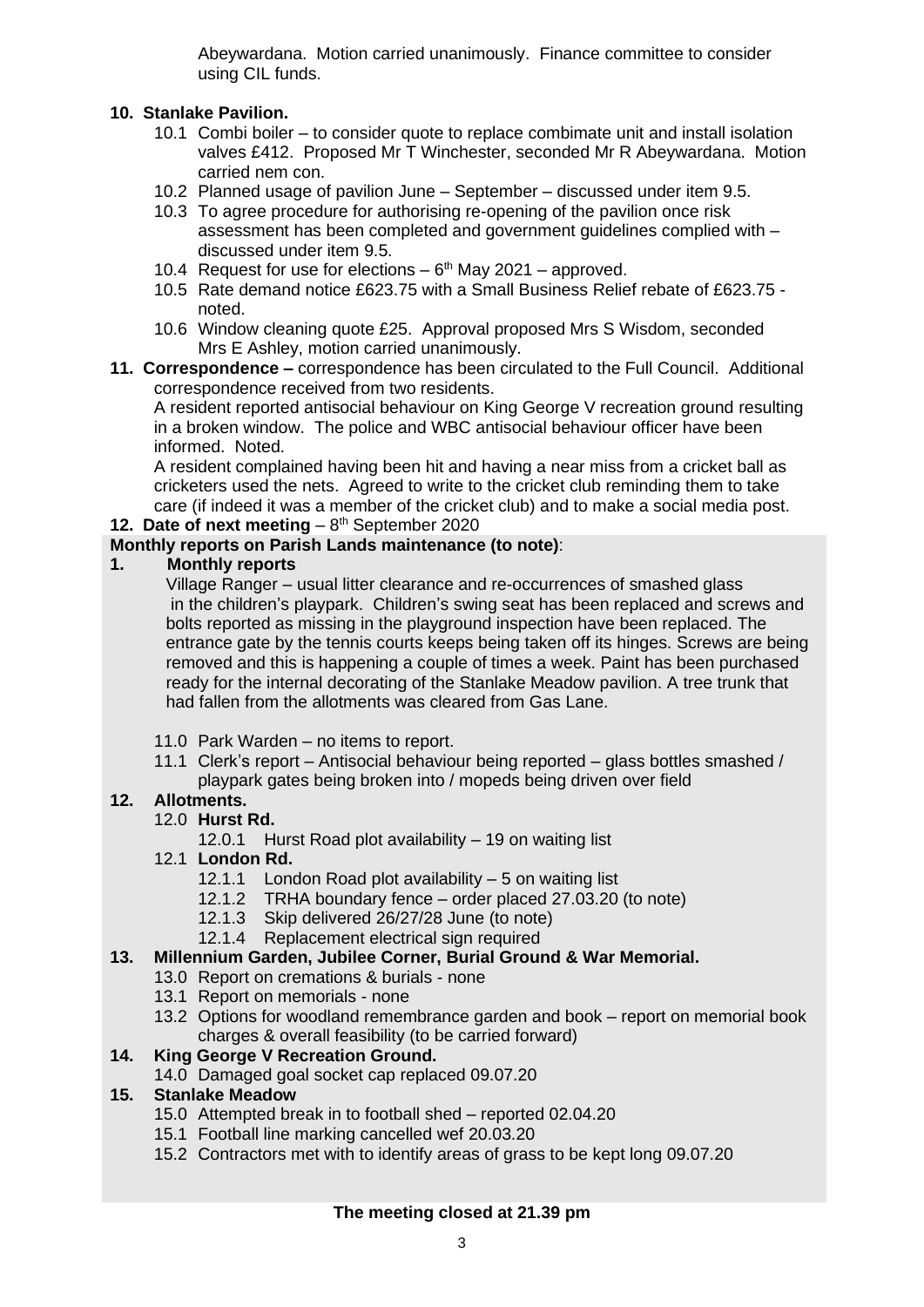Abeywardana. Motion carried unanimously. Finance committee to consider using CIL funds.

**10. Stanlake Pavilion.**

10.1 Combi boiler – to consider quote to replace combimate unit and install isolation valves £412. Proposed Mr T Winchester, seconded Mr R Abeywardana. Motion carried nem con.

10.2 Planned usage of pavilion June – September – discussed under item 9.5.

10.3 To agree procedure for authorising re-opening of the pavilion once risk assessment has been completed and government guidelines complied with – discussed under item 9.5.

10.4 Request for use for elections – 6th May 2021 – approved.

10.5 Rate demand notice £623.75 with a Small Business Relief rebate of £623.75 - noted.

10.6 Window cleaning quote £25. Approval proposed Mrs S Wisdom, seconded Mrs E Ashley, motion carried unanimously.

**11. Correspondence –** correspondence has been circulated to the Full Council. Additional correspondence received from two residents.

A resident reported antisocial behaviour on King George V recreation ground resulting in a broken window. The police and WBC antisocial behaviour officer have been informed. Noted.

A resident complained having been hit and having a near miss from a cricket ball as cricketers used the nets. Agreed to write to the cricket club reminding them to take care (if indeed it was a member of the cricket club) and to make a social media post.

**12. Date of next meeting** – 8th September 2020

**Monthly reports on Parish Lands maintenance (to note)**:

**1. Monthly reports**

Village Ranger – usual litter clearance and re-occurrences of smashed glass in the children's playpark. Children's swing seat has been replaced and screws and bolts reported as missing in the playground inspection have been replaced. The entrance gate by the tennis courts keeps being taken off its hinges. Screws are being removed and this is happening a couple of times a week. Paint has been purchased ready for the internal decorating of the Stanlake Meadow pavilion. A tree trunk that had fallen from the allotments was cleared from Gas Lane.

11.0 Park Warden – no items to report.

11.1 Clerk's report – Antisocial behaviour being reported – glass bottles smashed / playpark gates being broken into / mopeds being driven over field

**12. Allotments.**

12.0 **Hurst Rd.**

12.0.1 Hurst Road plot availability – 19 on waiting list

12.1 **London Rd.**

12.1.1 London Road plot availability – 5 on waiting list

12.1.2 TRHA boundary fence – order placed 27.03.20 (to note)

12.1.3 Skip delivered 26/27/28 June (to note)

12.1.4 Replacement electrical sign required

**13. Millennium Garden, Jubilee Corner, Burial Ground & War Memorial.**

13.0 Report on cremations & burials - none

13.1 Report on memorials - none

13.2 Options for woodland remembrance garden and book – report on memorial book charges & overall feasibility (to be carried forward)

**14. King George V Recreation Ground.**

14.0 Damaged goal socket cap replaced 09.07.20

**15. Stanlake Meadow**

15.0 Attempted break in to football shed – reported 02.04.20

15.1 Football line marking cancelled wef 20.03.20

15.2 Contractors met with to identify areas of grass to be kept long 09.07.20

**The meeting closed at 21.39 pm**